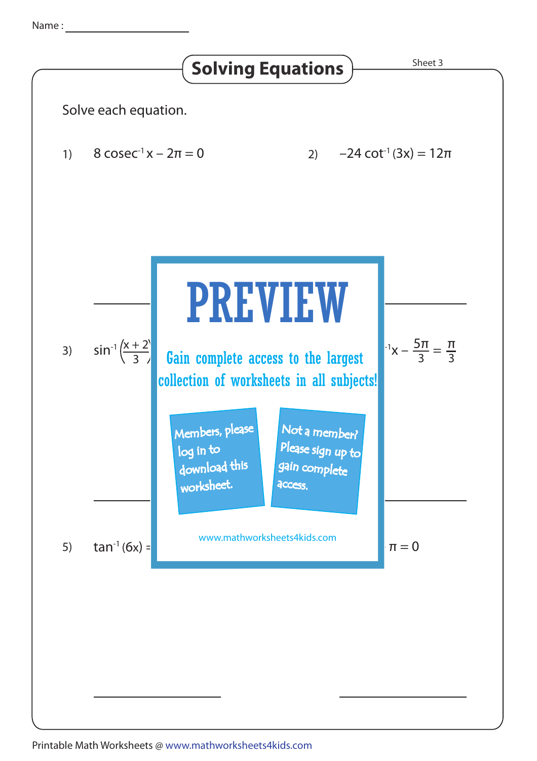Name : ____________________

# Solving Equations

Sheet 3

Solve each equation.

1) $8 \operatorname{cosec}^{-1} x - 2\pi = 0$

2) $-24 \cot^{-1}(3x) = 12\pi$

3) $\sin^{-1}\left(\frac{x+2}{3}\right)$ ...

4) ... $^{-1}x - \frac{5\pi}{3} = \frac{\pi}{3}$

**PREVIEW**

Gain complete access to the largest collection of worksheets in all subjects!

Members, please log in to download this worksheet.

Not a member? Please sign up to gain complete access.

www.mathworksheets4kids.com

5) $\tan^{-1}(6x) =$ ...

6) ... $\pi = 0$

Printable Math Worksheets @ www.mathworksheets4kids.com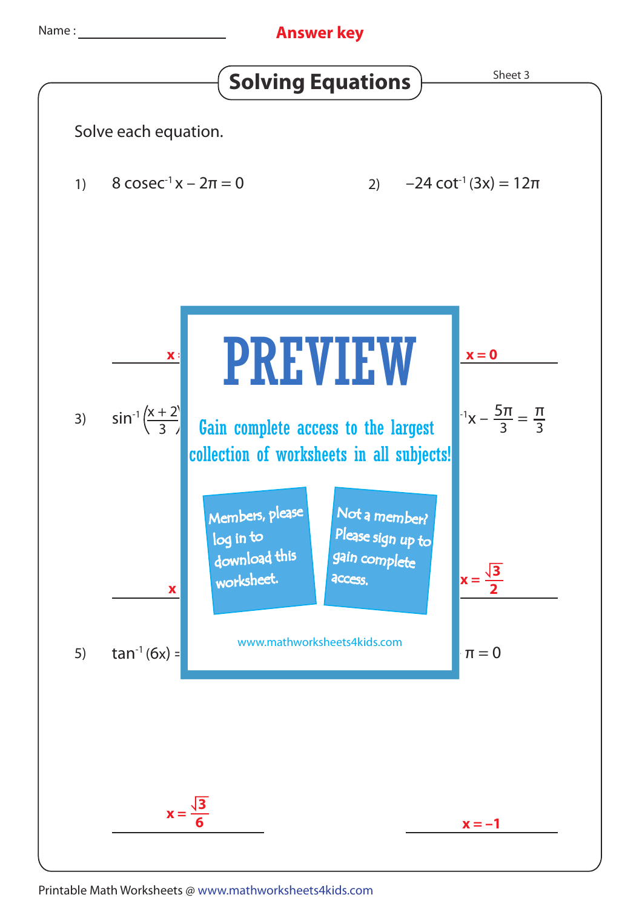Name : ____________________

**Answer key**

# Solving Equations

Sheet 3

Solve each equation.

1) $8 \operatorname{cosec}^{-1} x - 2\pi = 0$

2) $-24 \cot^{-1} (3x) = 12\pi$

**x** =

**x = 0**

3) $\sin^{-1} \left(\frac{x+2}{3}\right.$

4) $^{-1}x - \frac{5\pi}{3} = \frac{\pi}{3}$

**x**

$\mathbf{x = \frac{\sqrt{3}}{2}}$

5) $\tan^{-1} (6x) =$

6) $\pi = 0$

$\mathbf{x = \frac{\sqrt{3}}{6}}$

**x = –1**

PREVIEW

Gain complete access to the largest collection of worksheets in all subjects!

Members, please log in to download this worksheet.

Not a member? Please sign up to gain complete access.

www.mathworksheets4kids.com

Printable Math Worksheets @ www.mathworksheets4kids.com